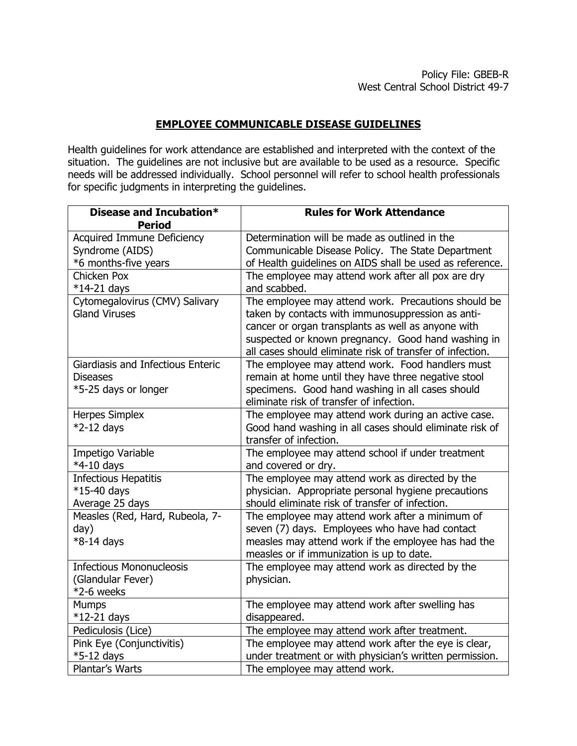Policy File: GBEB-R
West Central School District 49-7

## EMPLOYEE COMMUNICABLE DISEASE GUIDELINES

Health guidelines for work attendance are established and interpreted with the context of the situation. The guidelines are not inclusive but are available to be used as a resource. Specific needs will be addressed individually. School personnel will refer to school health professionals for specific judgments in interpreting the guidelines.

| Disease and Incubation* Period | Rules for Work Attendance |
|---|---|
| Acquired Immune Deficiency Syndrome (AIDS)<br>*6 months-five years | Determination will be made as outlined in the Communicable Disease Policy. The State Department of Health guidelines on AIDS shall be used as reference. |
| Chicken Pox<br>*14-21 days | The employee may attend work after all pox are dry and scabbed. |
| Cytomegalovirus (CMV) Salivary Gland Viruses | The employee may attend work. Precautions should be taken by contacts with immunosuppression as anti-cancer or organ transplants as well as anyone with suspected or known pregnancy. Good hand washing in all cases should eliminate risk of transfer of infection. |
| Giardiasis and Infectious Enteric Diseases<br>*5-25 days or longer | The employee may attend work. Food handlers must remain at home until they have three negative stool specimens. Good hand washing in all cases should eliminate risk of transfer of infection. |
| Herpes Simplex<br>*2-12 days | The employee may attend work during an active case. Good hand washing in all cases should eliminate risk of transfer of infection. |
| Impetigo Variable<br>*4-10 days | The employee may attend school if under treatment and covered or dry. |
| Infectious Hepatitis<br>*15-40 days<br>Average 25 days | The employee may attend work as directed by the physician. Appropriate personal hygiene precautions should eliminate risk of transfer of infection. |
| Measles (Red, Hard, Rubeola, 7-day)<br>*8-14 days | The employee may attend work after a minimum of seven (7) days. Employees who have had contact measles may attend work if the employee has had the measles or if immunization is up to date. |
| Infectious Mononucleosis (Glandular Fever)<br>*2-6 weeks | The employee may attend work as directed by the physician. |
| Mumps<br>*12-21 days | The employee may attend work after swelling has disappeared. |
| Pediculosis (Lice) | The employee may attend work after treatment. |
| Pink Eye (Conjunctivitis)<br>*5-12 days | The employee may attend work after the eye is clear, under treatment or with physician's written permission. |
| Plantar's Warts | The employee may attend work. |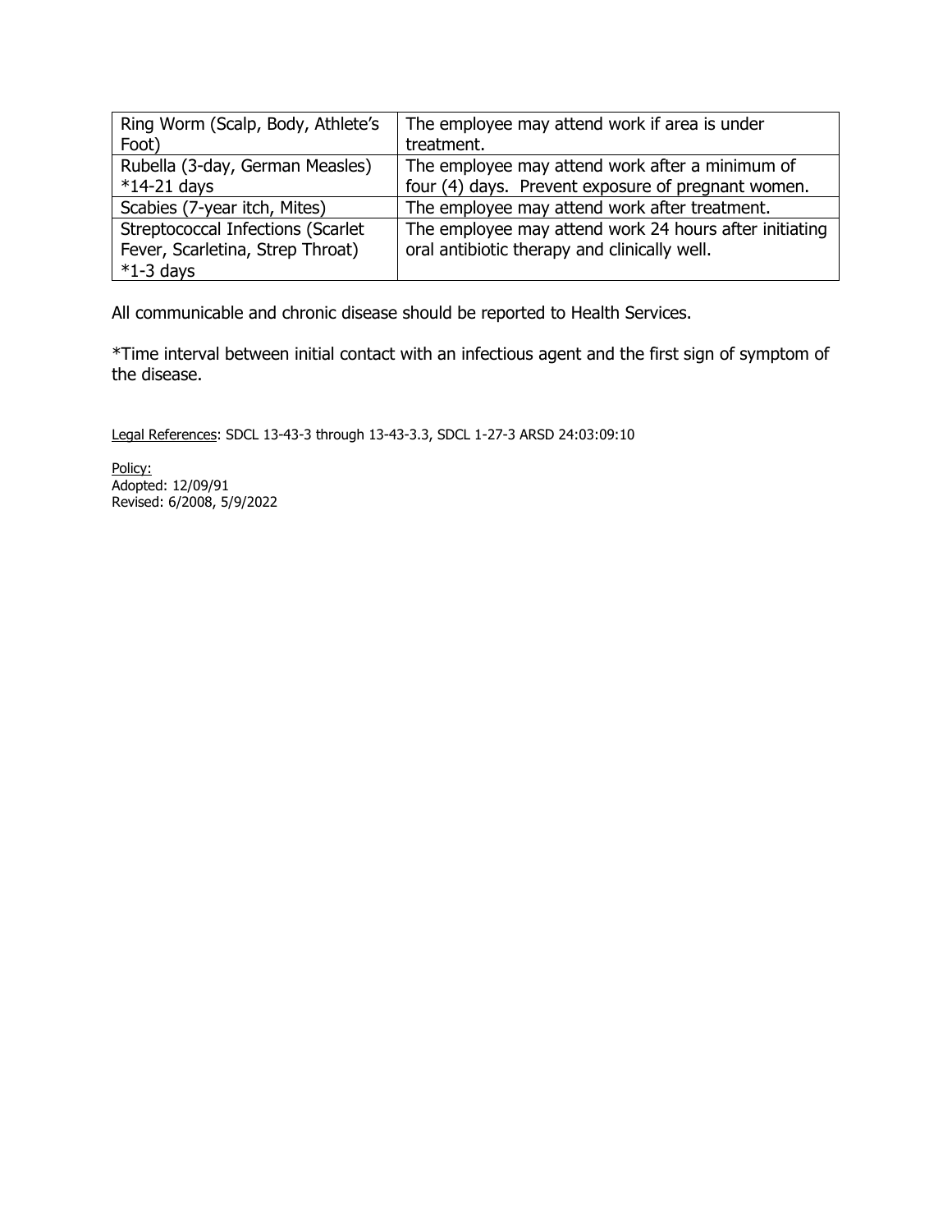| | |
|---|---|
| Ring Worm (Scalp, Body, Athlete's Foot) | The employee may attend work if area is under treatment. |
| Rubella (3-day, German Measles) *14-21 days | The employee may attend work after a minimum of four (4) days. Prevent exposure of pregnant women. |
| Scabies (7-year itch, Mites) | The employee may attend work after treatment. |
| Streptococcal Infections (Scarlet Fever, Scarletina, Strep Throat) *1-3 days | The employee may attend work 24 hours after initiating oral antibiotic therapy and clinically well. |

All communicable and chronic disease should be reported to Health Services.

*Time interval between initial contact with an infectious agent and the first sign of symptom of the disease.

Legal References: SDCL 13-43-3 through 13-43-3.3, SDCL 1-27-3 ARSD 24:03:09:10

Policy:
Adopted: 12/09/91
Revised: 6/2008, 5/9/2022